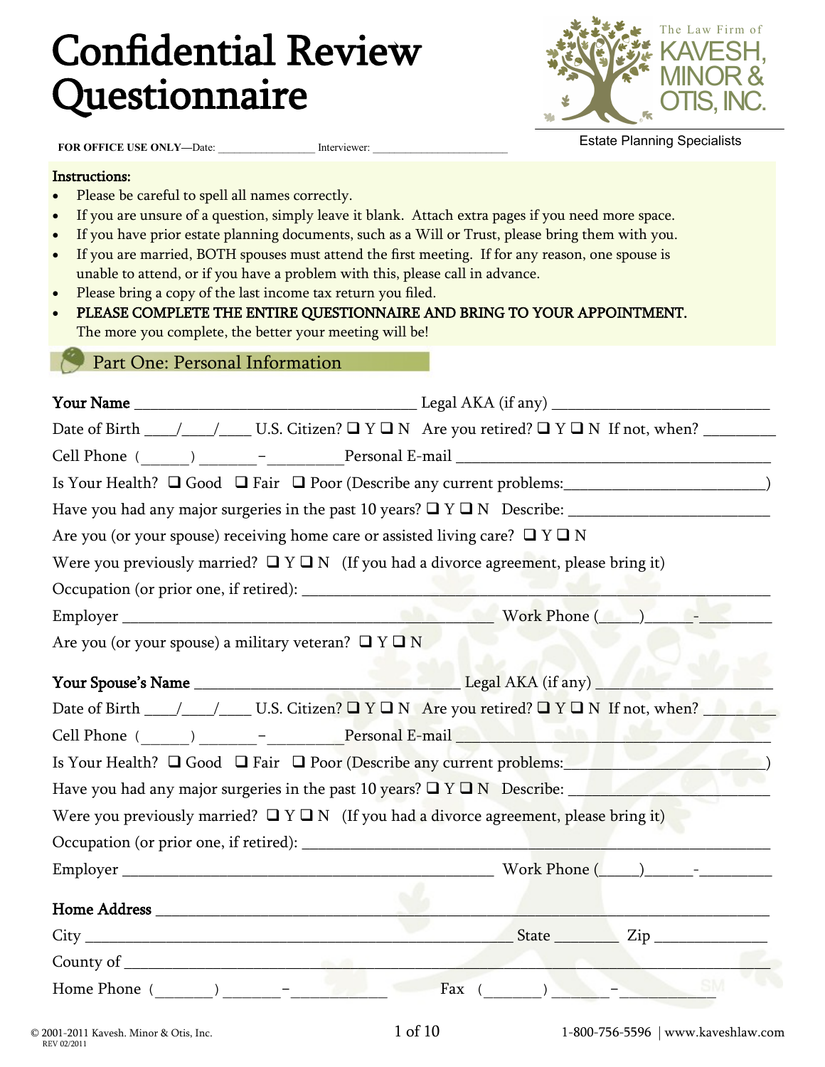# Confidential Review Questionnaire

The Law Firm of
KAVESH, MINOR & OTIS, INC.
Estate Planning Specialists

**FOR OFFICE USE ONLY**—Date: ________________ Interviewer: _______________________

**Instructions:**

- Please be careful to spell all names correctly.
- If you are unsure of a question, simply leave it blank. Attach extra pages if you need more space.
- If you have prior estate planning documents, such as a Will or Trust, please bring them with you.
- If you are married, BOTH spouses must attend the first meeting. If for any reason, one spouse is unable to attend, or if you have a problem with this, please call in advance.
- Please bring a copy of the last income tax return you filed.
- PLEASE COMPLETE THE ENTIRE QUESTIONNAIRE AND BRING TO YOUR APPOINTMENT. The more you complete, the better your meeting will be!

## Part One: Personal Information

**Your Name** ____________________________________ Legal AKA (if any) ___________________________

Date of Birth ____/____/____ U.S. Citizen? ❑ Y ❑ N Are you retired? ❑ Y ❑ N If not, when? _________

Cell Phone (______) _______–_________ Personal E-mail ________________________________________

Is Your Health? ❑ Good ❑ Fair ❑ Poor (Describe any current problems:________________________)

Have you had any major surgeries in the past 10 years? ❑ Y ❑ N Describe: _________________________

Are you (or your spouse) receiving home care or assisted living care? ❑ Y ❑ N

Were you previously married? ❑ Y ❑ N (If you had a divorce agreement, please bring it)

Occupation (or prior one, if retired): ______________________________________________________

Employer _______________________________________________ Work Phone (_____)______-_________

Are you (or your spouse) a military veteran? ❑ Y ❑ N

**Your Spouse's Name** _________________________________ Legal AKA (if any) ___________________

Date of Birth ____/____/____ U.S. Citizen? ❑ Y ❑ N Are you retired? ❑ Y ❑ N If not, when? _________

Cell Phone (______) _______–_________ Personal E-mail ________________________________________

Is Your Health? ❑ Good ❑ Fair ❑ Poor (Describe any current problems:________________________)

Have you had any major surgeries in the past 10 years? ❑ Y ❑ N Describe: _________________________

Were you previously married? ❑ Y ❑ N (If you had a divorce agreement, please bring it)

Occupation (or prior one, if retired): ______________________________________________________

Employer _______________________________________________ Work Phone (_____)______-_________

**Home Address** ______________________________________________________________________

City ____________________________________________________ State _________ Zip ______________

County of ___________________________________________________________________________

Home Phone (_______) _______–____________ Fax (_______) _______–____________

© 2001-2011 Kavesh. Minor & Otis, Inc. REV 02/2011 | 1-800-756-5596 | www.kaveshlaw.com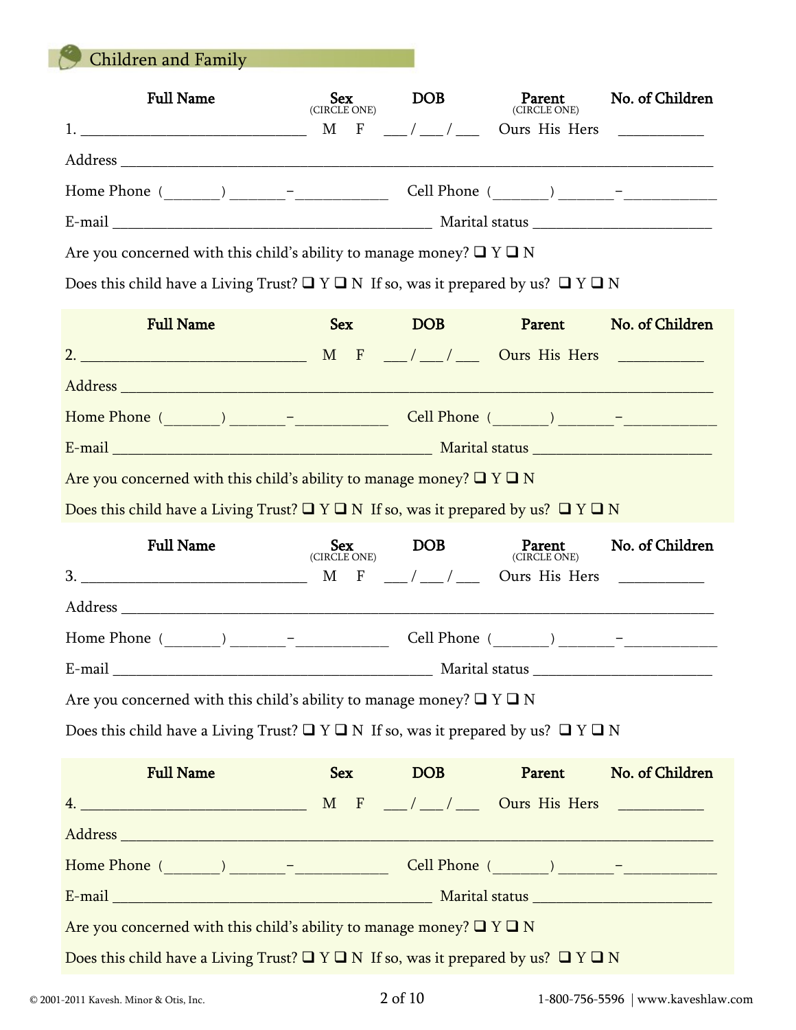## Children and Family

| Full Name | Sex (CIRCLE ONE) | DOB | Parent (CIRCLE ONE) | No. of Children |
|---|---|---|---|---|
| 1. ______________________________ | M F | ___ / ___ / ___ | Ours His Hers | ___________ |

Address ______________________________________________________________________________

Home Phone (_______) _______–___________ Cell Phone (_______) _______–___________

E-mail ____________________________________________ Marital status ________________________

Are you concerned with this child's ability to manage money? ❑ Y ❑ N

Does this child have a Living Trust? ❑ Y ❑ N If so, was it prepared by us? ❑ Y ❑ N

| Full Name | Sex | DOB | Parent | No. of Children |
|---|---|---|---|---|
| 2. ______________________________ | M F | ___ / ___ / ___ | Ours His Hers | ___________ |

Address ______________________________________________________________________________

Home Phone (_______) _______–___________ Cell Phone (_______) _______–___________

E-mail ____________________________________________ Marital status ________________________

Are you concerned with this child's ability to manage money? ❑ Y ❑ N

Does this child have a Living Trust? ❑ Y ❑ N If so, was it prepared by us? ❑ Y ❑ N

| Full Name | Sex (CIRCLE ONE) | DOB | Parent (CIRCLE ONE) | No. of Children |
|---|---|---|---|---|
| 3. ______________________________ | M F | ___ / ___ / ___ | Ours His Hers | ___________ |

Address ______________________________________________________________________________

Home Phone (_______) _______–___________ Cell Phone (_______) _______–___________

E-mail ____________________________________________ Marital status ________________________

Are you concerned with this child's ability to manage money? ❑ Y ❑ N

Does this child have a Living Trust? ❑ Y ❑ N If so, was it prepared by us? ❑ Y ❑ N

| Full Name | Sex | DOB | Parent | No. of Children |
|---|---|---|---|---|
| 4. ______________________________ | M F | ___ / ___ / ___ | Ours His Hers | ___________ |

Address ______________________________________________________________________________

Home Phone (_______) _______–___________ Cell Phone (_______) _______–___________

E-mail ____________________________________________ Marital status ________________________

Are you concerned with this child's ability to manage money? ❑ Y ❑ N

Does this child have a Living Trust? ❑ Y ❑ N If so, was it prepared by us? ❑ Y ❑ N

© 2001-2011 Kavesh. Minor & Otis, Inc. 1-800-756-5596 | www.kaveshlaw.com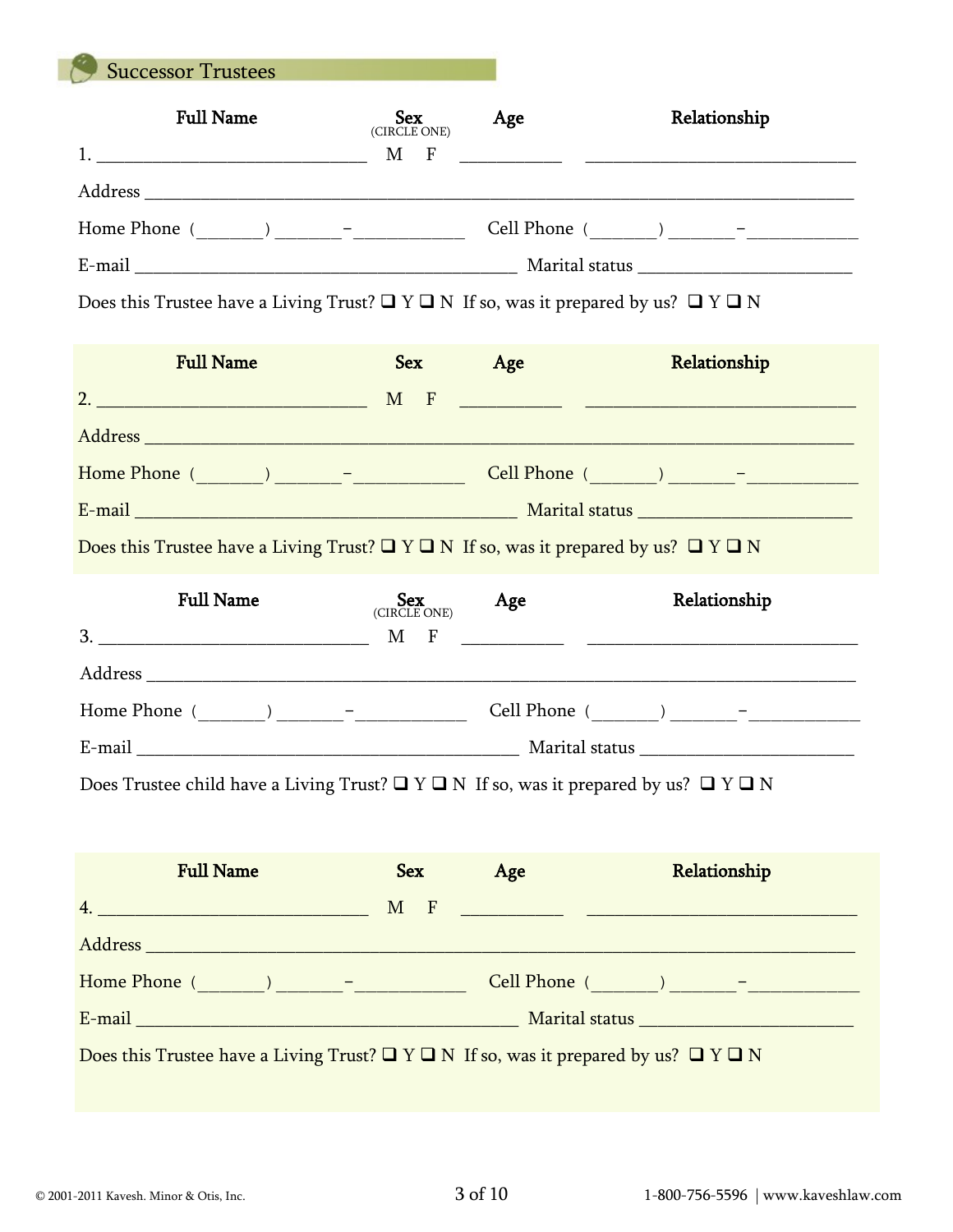## Successor Trustees

**Full Name** | **Sex** (CIRCLE ONE) | **Age** | **Relationship**

1. ______________________________ M F ___________ ______________________________

Address ______________________________________________________________________________

Home Phone (_______) _______–____________ Cell Phone (_______) _______–____________

E-mail __________________________________________ Marital status ________________________

Does this Trustee have a Living Trust? ❑ Y ❑ N If so, was it prepared by us? ❑ Y ❑ N

**Full Name** | **Sex** | **Age** | **Relationship**

2. ______________________________ M F ___________ ______________________________

Address ______________________________________________________________________________

Home Phone (_______) _______–____________ Cell Phone (_______) _______–____________

E-mail __________________________________________ Marital status ________________________

Does this Trustee have a Living Trust? ❑ Y ❑ N If so, was it prepared by us? ❑ Y ❑ N

**Full Name** | **Sex** (CIRCLE ONE) | **Age** | **Relationship**

3. ______________________________ M F ___________ ______________________________

Address ______________________________________________________________________________

Home Phone (_______) _______–____________ Cell Phone (_______) _______–____________

E-mail __________________________________________ Marital status ________________________

Does Trustee child have a Living Trust? ❑ Y ❑ N If so, was it prepared by us? ❑ Y ❑ N

**Full Name** | **Sex** | **Age** | **Relationship**

4. ______________________________ M F ___________ ______________________________

Address ______________________________________________________________________________

Home Phone (_______) _______–____________ Cell Phone (_______) _______–____________

E-mail __________________________________________ Marital status ________________________

Does this Trustee have a Living Trust? ❑ Y ❑ N If so, was it prepared by us? ❑ Y ❑ N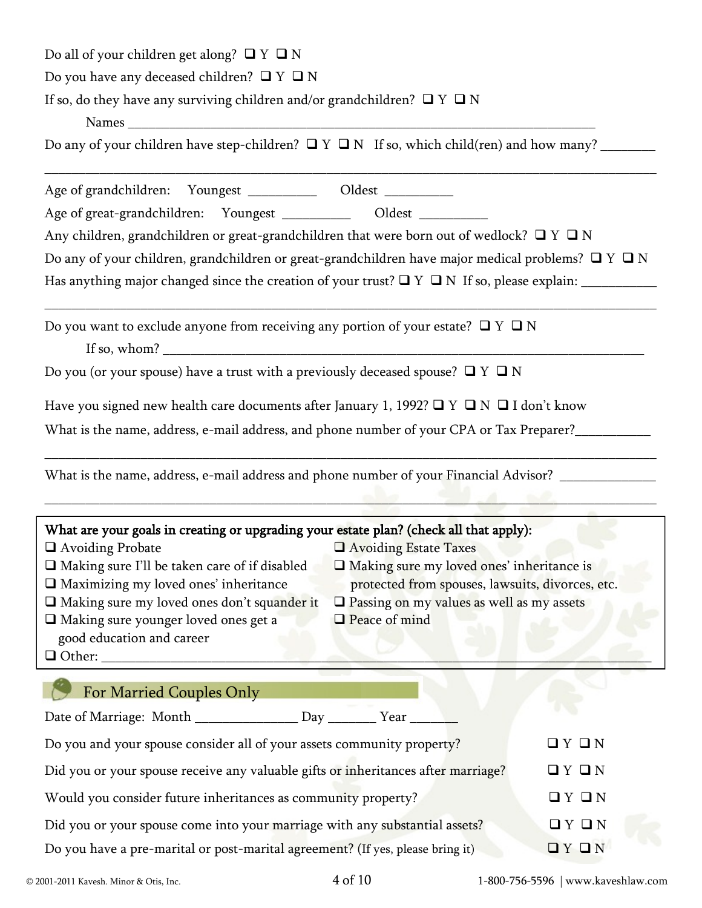Do all of your children get along? ❑ Y ❑ N

Do you have any deceased children? ❑ Y ❑ N

If so, do they have any surviving children and/or grandchildren? ❑ Y ❑ N

Names ___________________________________________________________________________

Do any of your children have step-children? ❑ Y ❑ N If so, which child(ren) and how many? ________

_____________________________________________________________________________________________

Age of grandchildren: Youngest __________ Oldest __________

Age of great-grandchildren: Youngest __________ Oldest __________

Any children, grandchildren or great-grandchildren that were born out of wedlock? ❑ Y ❑ N

Do any of your children, grandchildren or great-grandchildren have major medical problems? ❑ Y ❑ N

Has anything major changed since the creation of your trust? ❑ Y ❑ N If so, please explain: ___________

_____________________________________________________________________________________________

Do you want to exclude anyone from receiving any portion of your estate? ❑ Y ❑ N

If so, whom? ___________________________________________________________________________

Do you (or your spouse) have a trust with a previously deceased spouse? ❑ Y ❑ N

Have you signed new health care documents after January 1, 1992? ❑ Y ❑ N ❑ I don't know

What is the name, address, e-mail address, and phone number of your CPA or Tax Preparer?___________

_____________________________________________________________________________________________

What is the name, address, e-mail address and phone number of your Financial Advisor? ______________

_____________________________________________________________________________________________

**What are your goals in creating or upgrading your estate plan? (check all that apply):**

- ❑ Avoiding Probate
- ❑ Making sure I'll be taken care of if disabled
- ❑ Maximizing my loved ones' inheritance
- ❑ Making sure my loved ones don't squander it
- ❑ Making sure younger loved ones get a good education and career
- ❑ Avoiding Estate Taxes
- ❑ Making sure my loved ones' inheritance is protected from spouses, lawsuits, divorces, etc.
- ❑ Passing on my values as well as my assets
- ❑ Peace of mind
- ❑ Other: ___________________________________________________________________________

## For Married Couples Only

Date of Marriage: Month _______________ Day _______ Year _______

Do you and your spouse consider all of your assets community property? ❑ Y ❑ N

Did you or your spouse receive any valuable gifts or inheritances after marriage? ❑ Y ❑ N

Would you consider future inheritances as community property? ❑ Y ❑ N

Did you or your spouse come into your marriage with any substantial assets? ❑ Y ❑ N

Do you have a pre-marital or post-marital agreement? (If yes, please bring it) ❑ Y ❑ N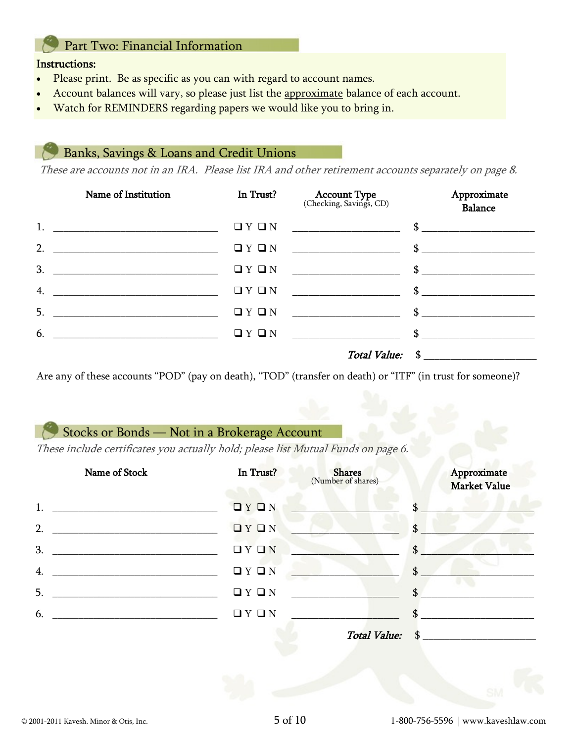## Part Two: Financial Information

**Instructions:**

- Please print. Be as specific as you can with regard to account names.
- Account balances will vary, so please just list the approximate balance of each account.
- Watch for REMINDERS regarding papers we would like you to bring in.

## Banks, Savings & Loans and Credit Unions

*These are accounts not in an IRA. Please list IRA and other retirement accounts separately on page 8.*

| | Name of Institution | In Trust? | Account Type (Checking, Savings, CD) | Approximate Balance |
|---|---|---|---|---|
| 1. | ______________________ | ❑ Y ❑ N | ______________ | $ ______________ |
| 2. | ______________________ | ❑ Y ❑ N | ______________ | $ ______________ |
| 3. | ______________________ | ❑ Y ❑ N | ______________ | $ ______________ |
| 4. | ______________________ | ❑ Y ❑ N | ______________ | $ ______________ |
| 5. | ______________________ | ❑ Y ❑ N | ______________ | $ ______________ |
| 6. | ______________________ | ❑ Y ❑ N | ______________ | $ ______________ |
| | | | ***Total Value:*** | $ ______________ |

Are any of these accounts "POD" (pay on death), "TOD" (transfer on death) or "ITF" (in trust for someone)?

## Stocks or Bonds — Not in a Brokerage Account

*These include certificates you actually hold; please list Mutual Funds on page 6.*

| | Name of Stock | In Trust? | Shares (Number of shares) | Approximate Market Value |
|---|---|---|---|---|
| 1. | ______________________ | ❑ Y ❑ N | ______________ | $ ______________ |
| 2. | ______________________ | ❑ Y ❑ N | ______________ | $ ______________ |
| 3. | ______________________ | ❑ Y ❑ N | ______________ | $ ______________ |
| 4. | ______________________ | ❑ Y ❑ N | ______________ | $ ______________ |
| 5. | ______________________ | ❑ Y ❑ N | ______________ | $ ______________ |
| 6. | ______________________ | ❑ Y ❑ N | ______________ | $ ______________ |
| | | | ***Total Value:*** | $ ______________ |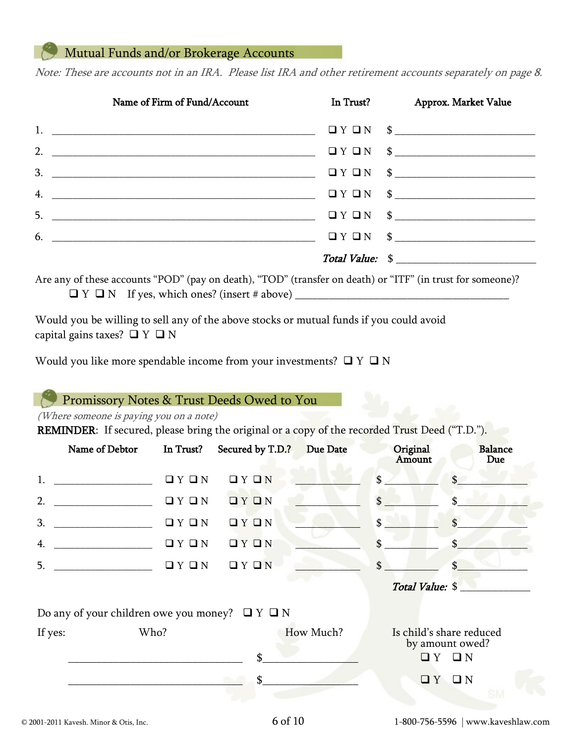## Mutual Funds and/or Brokerage Accounts

*Note: These are accounts not in an IRA. Please list IRA and other retirement accounts separately on page 8.*

| | Name of Firm of Fund/Account | In Trust? | Approx. Market Value |
|---|---|---|---|
| 1. | ______________________ | ❑ Y ❑ N | $ ____________ |
| 2. | ______________________ | ❑ Y ❑ N | $ ____________ |
| 3. | ______________________ | ❑ Y ❑ N | $ ____________ |
| 4. | ______________________ | ❑ Y ❑ N | $ ____________ |
| 5. | ______________________ | ❑ Y ❑ N | $ ____________ |
| 6. | ______________________ | ❑ Y ❑ N | $ ____________ |
| | | ***Total Value:*** | $ ____________ |

Are any of these accounts "POD" (pay on death), "TOD" (transfer on death) or "ITF" (in trust for someone)?
❑ Y ❑ N If yes, which ones? (insert # above) ____________________

Would you be willing to sell any of the above stocks or mutual funds if you could avoid capital gains taxes? ❑ Y ❑ N

Would you like more spendable income from your investments? ❑ Y ❑ N

## Promissory Notes & Trust Deeds Owed to You

*(Where someone is paying you on a note)*

**REMINDER**: If secured, please bring the original or a copy of the recorded Trust Deed ("T.D.").

| | Name of Debtor | In Trust? | Secured by T.D.? | Due Date | Original Amount | Balance Due |
|---|---|---|---|---|---|---|
| 1. | __________ | ❑ Y ❑ N | ❑ Y ❑ N | ________ | $ ________ | $ ________ |
| 2. | __________ | ❑ Y ❑ N | ❑ Y ❑ N | ________ | $ ________ | $ ________ |
| 3. | __________ | ❑ Y ❑ N | ❑ Y ❑ N | ________ | $ ________ | $ ________ |
| 4. | __________ | ❑ Y ❑ N | ❑ Y ❑ N | ________ | $ ________ | $ ________ |
| 5. | __________ | ❑ Y ❑ N | ❑ Y ❑ N | ________ | $ ________ | $ ________ |
| | | | | | ***Total Value:*** | $ ________ |

Do any of your children owe you money? ❑ Y ❑ N

| If yes: Who? | How Much? | Is child's share reduced by amount owed? |
|---|---|---|
| ____________________ | $ ____________ | ❑ Y ❑ N |
| ____________________ | $ ____________ | ❑ Y ❑ N |

© 2001-2011 Kavesh. Minor & Otis, Inc. 1-800-756-5596 | www.kaveshlaw.com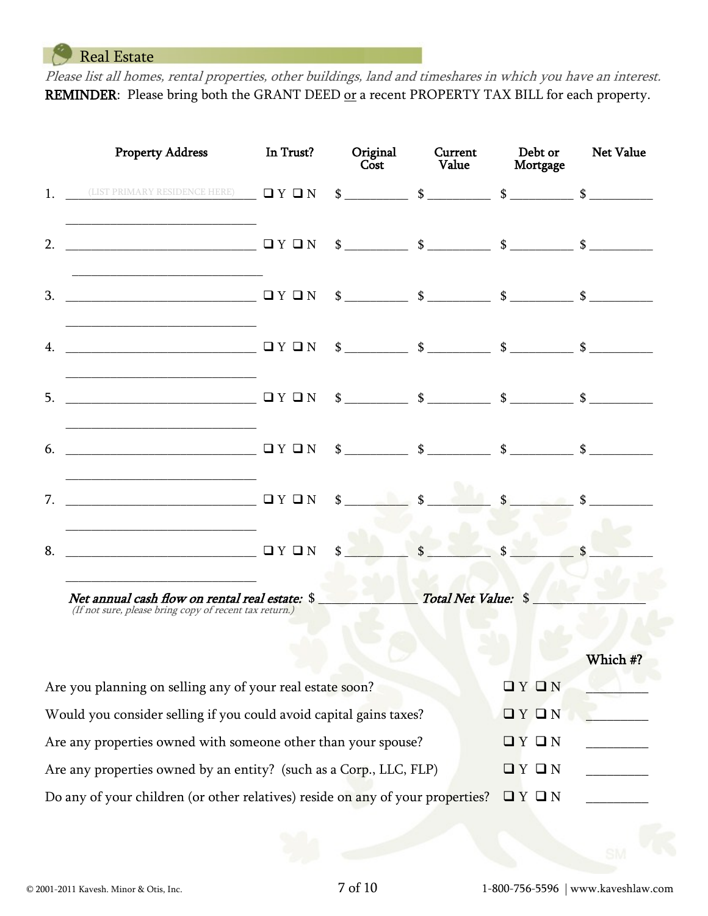## Real Estate

*Please list all homes, rental properties, other buildings, land and timeshares in which you have an interest.*

**REMINDER**: Please bring both the GRANT DEED or a recent PROPERTY TAX BILL for each property.

| | Property Address | In Trust? | Original Cost | Current Value | Debt or Mortgage | Net Value |
|---|---|---|---|---|---|---|
| 1. | (LIST PRIMARY RESIDENCE HERE) | ❑ Y ❑ N | $ | $ | $ | $ |
| 2. | | ❑ Y ❑ N | $ | $ | $ | $ |
| 3. | | ❑ Y ❑ N | $ | $ | $ | $ |
| 4. | | ❑ Y ❑ N | $ | $ | $ | $ |
| 5. | | ❑ Y ❑ N | $ | $ | $ | $ |
| 6. | | ❑ Y ❑ N | $ | $ | $ | $ |
| 7. | | ❑ Y ❑ N | $ | $ | $ | $ |
| 8. | | ❑ Y ❑ N | $ | $ | $ | $ |

***Net annual cash flow on rental real estate:*** $ ____________ ***Total Net Value:*** $ ____________

*(If not sure, please bring copy of recent tax return.)*

| | | Which #? |
|---|---|---|
| Are you planning on selling any of your real estate soon? | ❑ Y ❑ N | ________ |
| Would you consider selling if you could avoid capital gains taxes? | ❑ Y ❑ N | ________ |
| Are any properties owned with someone other than your spouse? | ❑ Y ❑ N | ________ |
| Are any properties owned by an entity? (such as a Corp., LLC, FLP) | ❑ Y ❑ N | ________ |
| Do any of your children (or other relatives) reside on any of your properties? | ❑ Y ❑ N | ________ |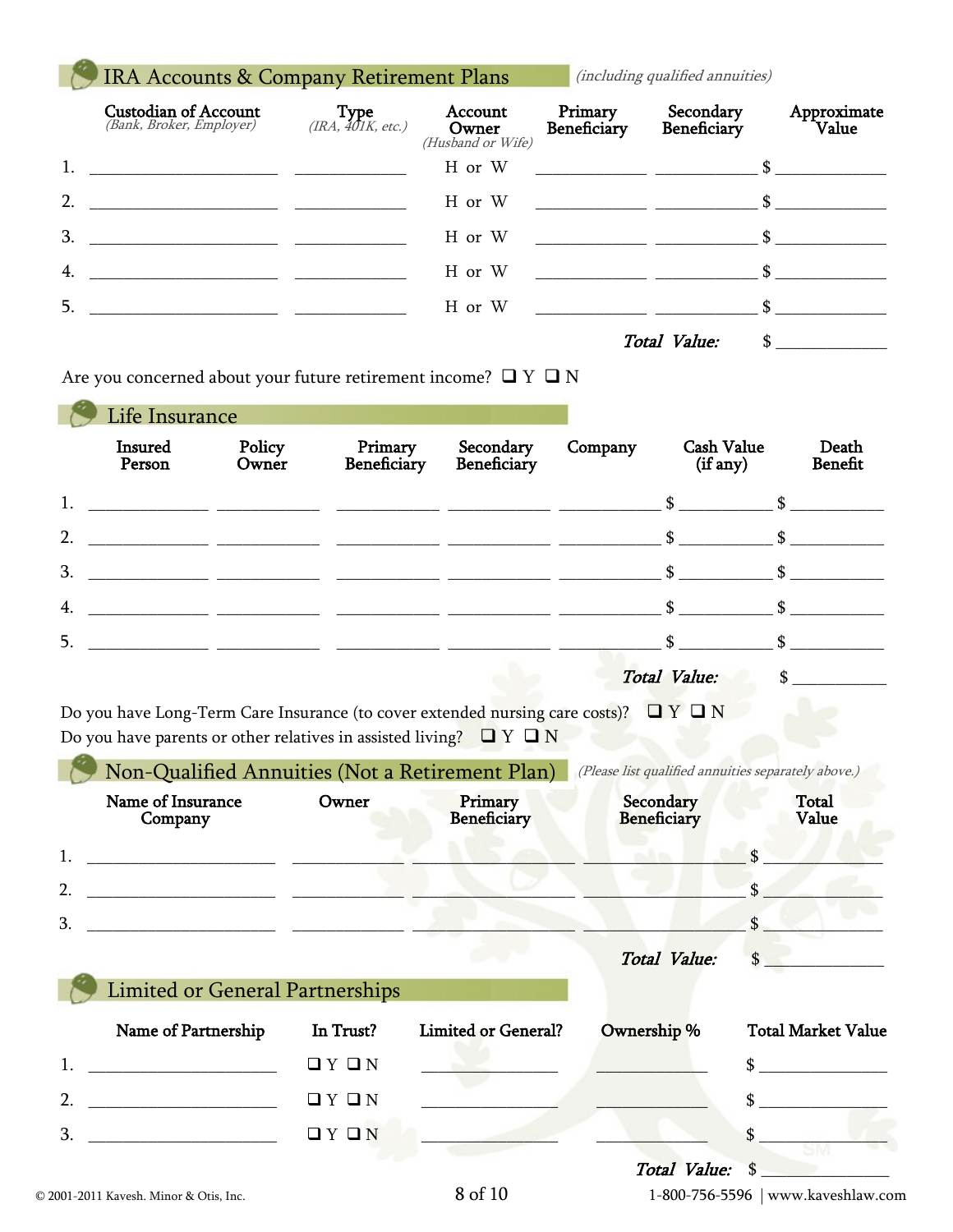## IRA Accounts & Company Retirement Plans

*(including qualified annuities)*

| | Custodian of Account *(Bank, Broker, Employer)* | Type *(IRA, 401K, etc.)* | Account Owner *(Husband or Wife)* | Primary Beneficiary | Secondary Beneficiary | Approximate Value |
|---|---|---|---|---|---|---|
| 1. | | | H or W | | | $ |
| 2. | | | H or W | | | $ |
| 3. | | | H or W | | | $ |
| 4. | | | H or W | | | $ |
| 5. | | | H or W | | | $ |
| | | | | | ***Total Value:*** | $ |

Are you concerned about your future retirement income? ❑ Y ❑ N

## Life Insurance

| | Insured Person | Policy Owner | Primary Beneficiary | Secondary Beneficiary | Company | Cash Value (if any) | Death Benefit |
|---|---|---|---|---|---|---|---|
| 1. | | | | | | $ | $ |
| 2. | | | | | | $ | $ |
| 3. | | | | | | $ | $ |
| 4. | | | | | | $ | $ |
| 5. | | | | | | $ | $ |
| | | | | | | ***Total Value:*** | $ |

Do you have Long-Term Care Insurance (to cover extended nursing care costs)? ❑ Y ❑ N

Do you have parents or other relatives in assisted living? ❑ Y ❑ N

## Non-Qualified Annuities (Not a Retirement Plan)

*(Please list qualified annuities separately above.)*

| | Name of Insurance Company | Owner | Primary Beneficiary | Secondary Beneficiary | Total Value |
|---|---|---|---|---|---|
| 1. | | | | | $ |
| 2. | | | | | $ |
| 3. | | | | | $ |
| | | | | ***Total Value:*** | $ |

## Limited or General Partnerships

| | Name of Partnership | In Trust? | Limited or General? | Ownership % | Total Market Value |
|---|---|---|---|---|---|
| 1. | | ❑ Y ❑ N | | | $ |
| 2. | | ❑ Y ❑ N | | | $ |
| 3. | | ❑ Y ❑ N | | | $ |
| | | | | ***Total Value:*** | $ |

© 2001-2011 Kavesh. Minor & Otis, Inc. 1-800-756-5596 | www.kaveshlaw.com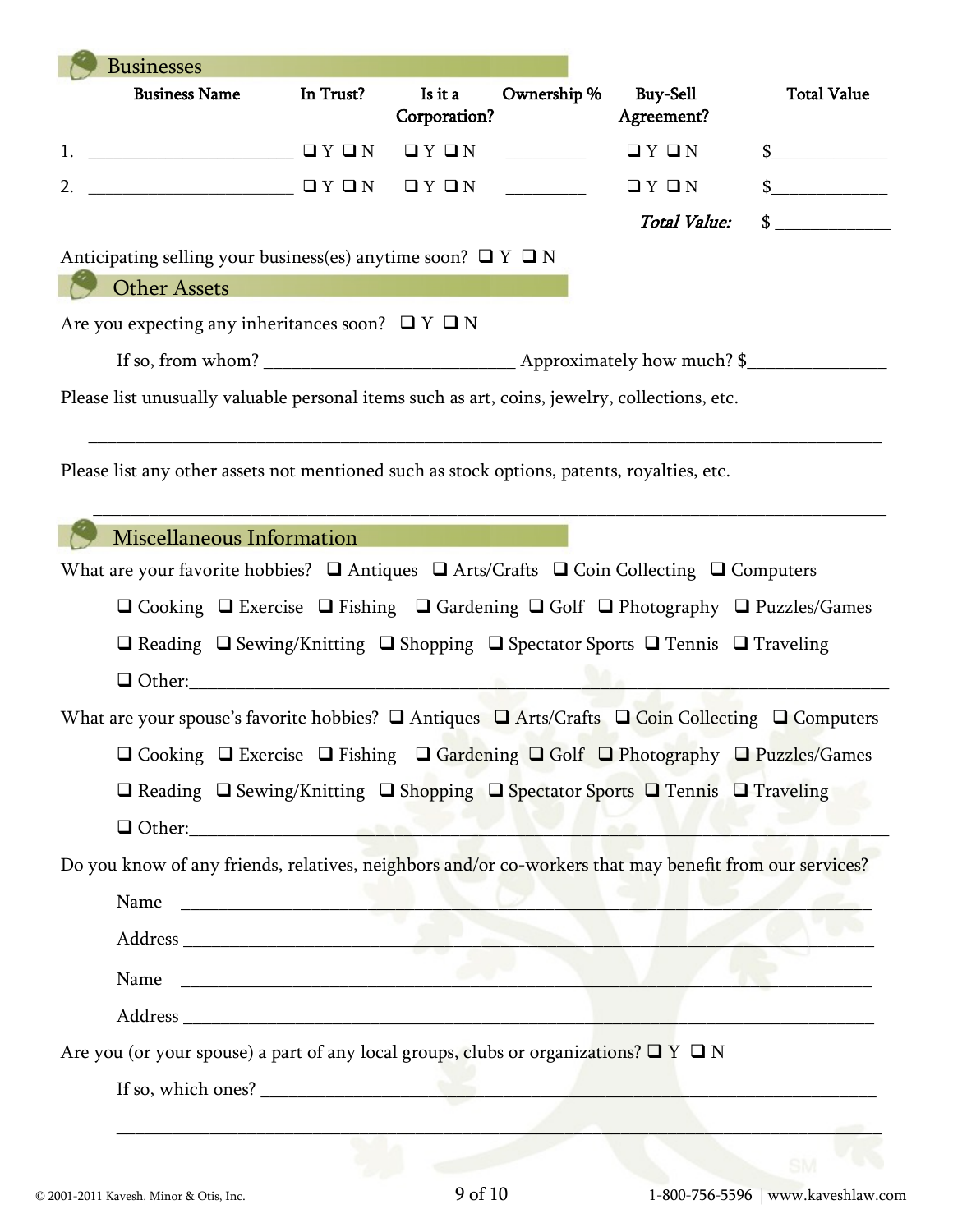## Businesses

| | Business Name | In Trust? | Is it a Corporation? | Ownership % | Buy-Sell Agreement? | Total Value |
|---|---|---|---|---|---|---|
| 1. | ______________________ | ❑ Y ❑ N | ❑ Y ❑ N | _________ | ❑ Y ❑ N | $____________ |
| 2. | ______________________ | ❑ Y ❑ N | ❑ Y ❑ N | _________ | ❑ Y ❑ N | $____________ |
| | | | | | *Total Value:* | $ ____________ |

Anticipating selling your business(es) anytime soon? ❑ Y ❑ N

## Other Assets

Are you expecting any inheritances soon? ❑ Y ❑ N

If so, from whom? __________________________ Approximately how much? $_______________

Please list unusually valuable personal items such as art, coins, jewelry, collections, etc.

_____________________________________________________________________________

Please list any other assets not mentioned such as stock options, patents, royalties, etc.

_____________________________________________________________________________

## Miscellaneous Information

What are your favorite hobbies? ❑ Antiques ❑ Arts/Crafts ❑ Coin Collecting ❑ Computers

❑ Cooking ❑ Exercise ❑ Fishing ❑ Gardening ❑ Golf ❑ Photography ❑ Puzzles/Games

❑ Reading ❑ Sewing/Knitting ❑ Shopping ❑ Spectator Sports ❑ Tennis ❑ Traveling

❑ Other:_____________________________________________________________________

What are your spouse's favorite hobbies? ❑ Antiques ❑ Arts/Crafts ❑ Coin Collecting ❑ Computers

❑ Cooking ❑ Exercise ❑ Fishing ❑ Gardening ❑ Golf ❑ Photography ❑ Puzzles/Games

❑ Reading ❑ Sewing/Knitting ❑ Shopping ❑ Spectator Sports ❑ Tennis ❑ Traveling

❑ Other:_____________________________________________________________________

Do you know of any friends, relatives, neighbors and/or co-workers that may benefit from our services?

Name ______________________________________________________________________

Address ____________________________________________________________________

Name ______________________________________________________________________

Address ____________________________________________________________________

Are you (or your spouse) a part of any local groups, clubs or organizations? ❑ Y ❑ N

If so, which ones? ____________________________________________________________

_____________________________________________________________________________

© 2001-2011 Kavesh. Minor & Otis, Inc. 1-800-756-5596 | www.kaveshlaw.com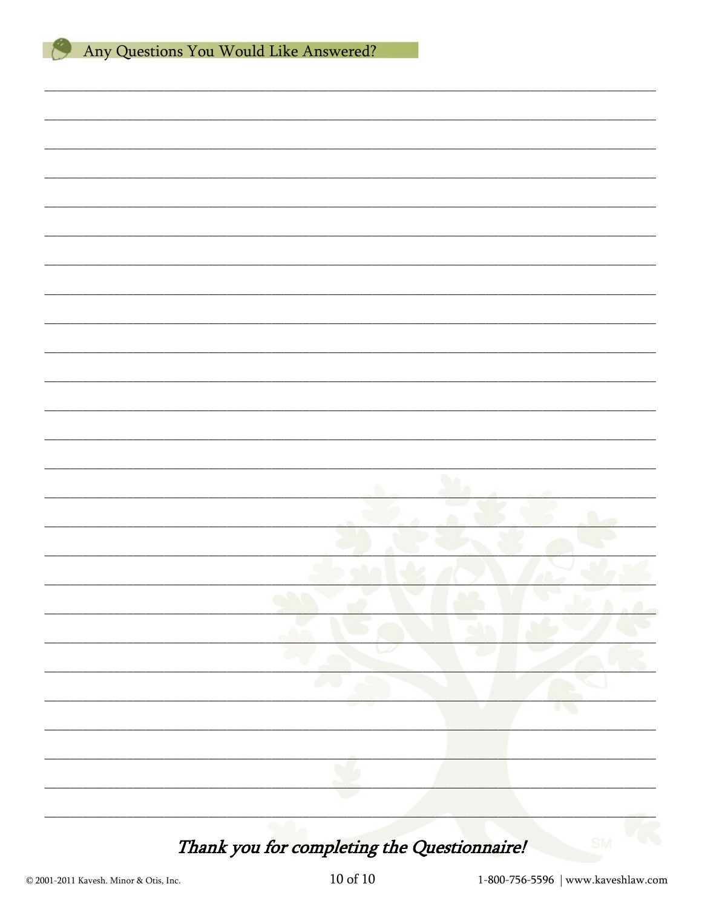## Any Questions You Would Like Answered?

___________________________________________________________________________________

___________________________________________________________________________________

___________________________________________________________________________________

___________________________________________________________________________________

___________________________________________________________________________________

___________________________________________________________________________________

___________________________________________________________________________________

___________________________________________________________________________________

___________________________________________________________________________________

___________________________________________________________________________________

___________________________________________________________________________________

___________________________________________________________________________________

___________________________________________________________________________________

___________________________________________________________________________________

___________________________________________________________________________________

___________________________________________________________________________________

___________________________________________________________________________________

___________________________________________________________________________________

___________________________________________________________________________________

___________________________________________________________________________________

___________________________________________________________________________________

___________________________________________________________________________________

___________________________________________________________________________________

___________________________________________________________________________________

___________________________________________________________________________________

*Thank you for completing the Questionnaire!*

© 2001-2011 Kavesh. Minor & Otis, Inc. 1-800-756-5596 | www.kaveshlaw.com